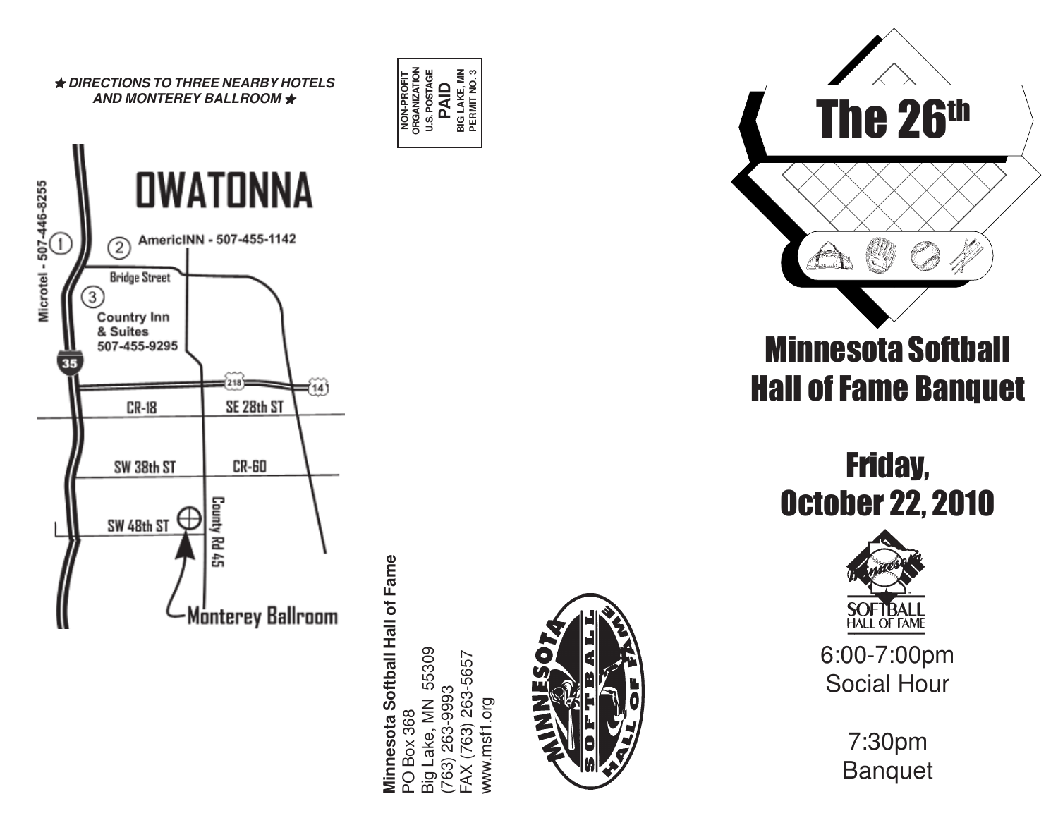★ ***DIRECTIONS TO THREE NEARBY HOTELS AND MONTEREY BALLROOM*** ★

# OWATONNA

1. Microtel - 507-446-8255
2. AmericINN - 507-455-1142
3. Country Inn & Suites 507-455-9295

Bridge Street

35

218

14

CR-18

SE 28th ST

SW 38th ST

CR-60

SW 48th ST

County Rd 45

Monterey Ballroom

NON-PROFIT ORGANIZATION
U.S. POSTAGE
**PAID**
BIG LAKE, MN
PERMIT NO. 3

**Minnesota Softball Hall of Fame**
PO Box 368
Big Lake, MN 55309
(763) 263-9993
FAX (763) 263-5657
www.msf1.org

MINNESOTA SOFTBALL HALL OF FAME

# The 26th

# Minnesota Softball Hall of Fame Banquet

## Friday, October 22, 2010

Minnesota SOFTBALL HALL OF FAME

6:00-7:00pm
Social Hour

7:30pm
Banquet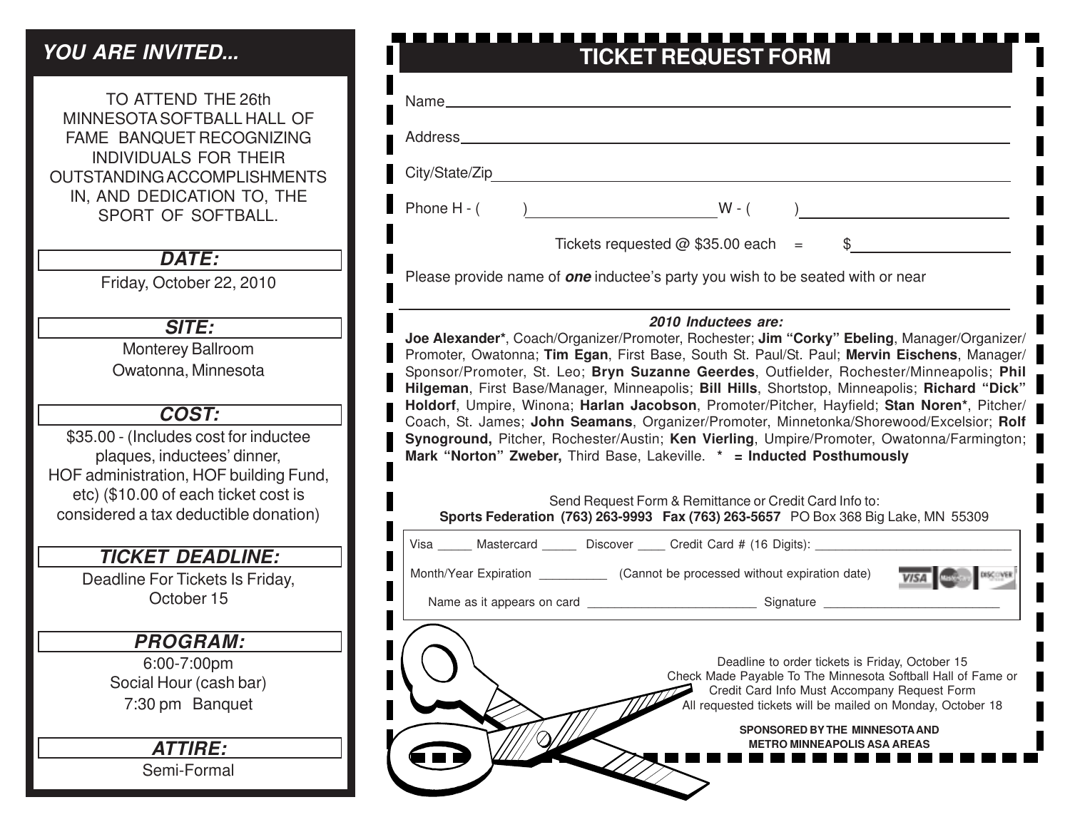## YOU ARE INVITED...

TO ATTEND THE 26th MINNESOTA SOFTBALL HALL OF FAME BANQUET RECOGNIZING INDIVIDUALS FOR THEIR OUTSTANDING ACCOMPLISHMENTS IN, AND DEDICATION TO, THE SPORT OF SOFTBALL.

### DATE:

Friday, October 22, 2010

### SITE:

Monterey Ballroom
Owatonna, Minnesota

### COST:

$35.00 - (Includes cost for inductee plaques, inductees' dinner, HOF administration, HOF building Fund, etc) ($10.00 of each ticket cost is considered a tax deductible donation)

### TICKET DEADLINE:

Deadline For Tickets Is Friday, October 15

### PROGRAM:

6:00-7:00pm
Social Hour (cash bar)
7:30 pm Banquet

### ATTIRE:

Semi-Formal

## TICKET REQUEST FORM

Name \_\_\_\_\_\_\_\_\_\_\_\_\_\_\_\_\_\_\_\_\_\_\_\_\_\_\_\_\_\_\_\_\_\_\_\_

Address \_\_\_\_\_\_\_\_\_\_\_\_\_\_\_\_\_\_\_\_\_\_\_\_\_\_\_\_\_\_\_\_\_\_\_\_

City/State/Zip \_\_\_\_\_\_\_\_\_\_\_\_\_\_\_\_\_\_\_\_\_\_\_\_\_\_\_\_\_\_\_\_\_\_\_\_

Phone H - ( ) \_\_\_\_\_\_\_\_\_\_\_\_\_\_\_\_ W - ( ) \_\_\_\_\_\_\_\_\_\_\_\_\_\_\_\_

Tickets requested @ $35.00 each = $ \_\_\_\_\_\_\_\_\_\_\_\_

Please provide name of ***one*** inductee's party you wish to be seated with or near

\_\_\_\_\_\_\_\_\_\_\_\_\_\_\_\_\_\_\_\_\_\_\_\_\_\_\_\_\_\_\_\_\_\_\_\_

***2010 Inductees are:***

**Joe Alexander\***, Coach/Organizer/Promoter, Rochester; **Jim "Corky" Ebeling**, Manager/Organizer/Promoter, Owatonna; **Tim Egan**, First Base, South St. Paul/St. Paul; **Mervin Eischens**, Manager/Sponsor/Promoter, St. Leo; **Bryn Suzanne Geerdes**, Outfielder, Rochester/Minneapolis; **Phil Hilgeman**, First Base/Manager, Minneapolis; **Bill Hills**, Shortstop, Minneapolis; **Richard "Dick" Holdorf**, Umpire, Winona; **Harlan Jacobson**, Promoter/Pitcher, Hayfield; **Stan Noren\***, Pitcher/Coach, St. James; **John Seamans**, Organizer/Promoter, Minnetonka/Shorewood/Excelsior; **Rolf Synoground,** Pitcher, Rochester/Austin; **Ken Vierling**, Umpire/Promoter, Owatonna/Farmington; **Mark "Norton" Zweber,** Third Base, Lakeville. **\* = Inducted Posthumously**

Send Request Form & Remittance or Credit Card Info to:
**Sports Federation (763) 263-9993 Fax (763) 263-5657** PO Box 368 Big Lake, MN 55309

Visa \_\_\_\_\_ Mastercard \_\_\_\_\_ Discover \_\_\_\_ Credit Card # (16 Digits): \_\_\_\_\_\_\_\_\_\_\_\_\_\_\_\_

Month/Year Expiration \_\_\_\_\_\_\_\_\_\_ (Cannot be processed without expiration date)

Name as it appears on card \_\_\_\_\_\_\_\_\_\_\_\_\_\_\_\_ Signature \_\_\_\_\_\_\_\_\_\_\_\_\_\_\_\_

Deadline to order tickets is Friday, October 15
Check Made Payable To The Minnesota Softball Hall of Fame or Credit Card Info Must Accompany Request Form
All requested tickets will be mailed on Monday, October 18

**SPONSORED BY THE MINNESOTA AND METRO MINNEAPOLIS ASA AREAS**